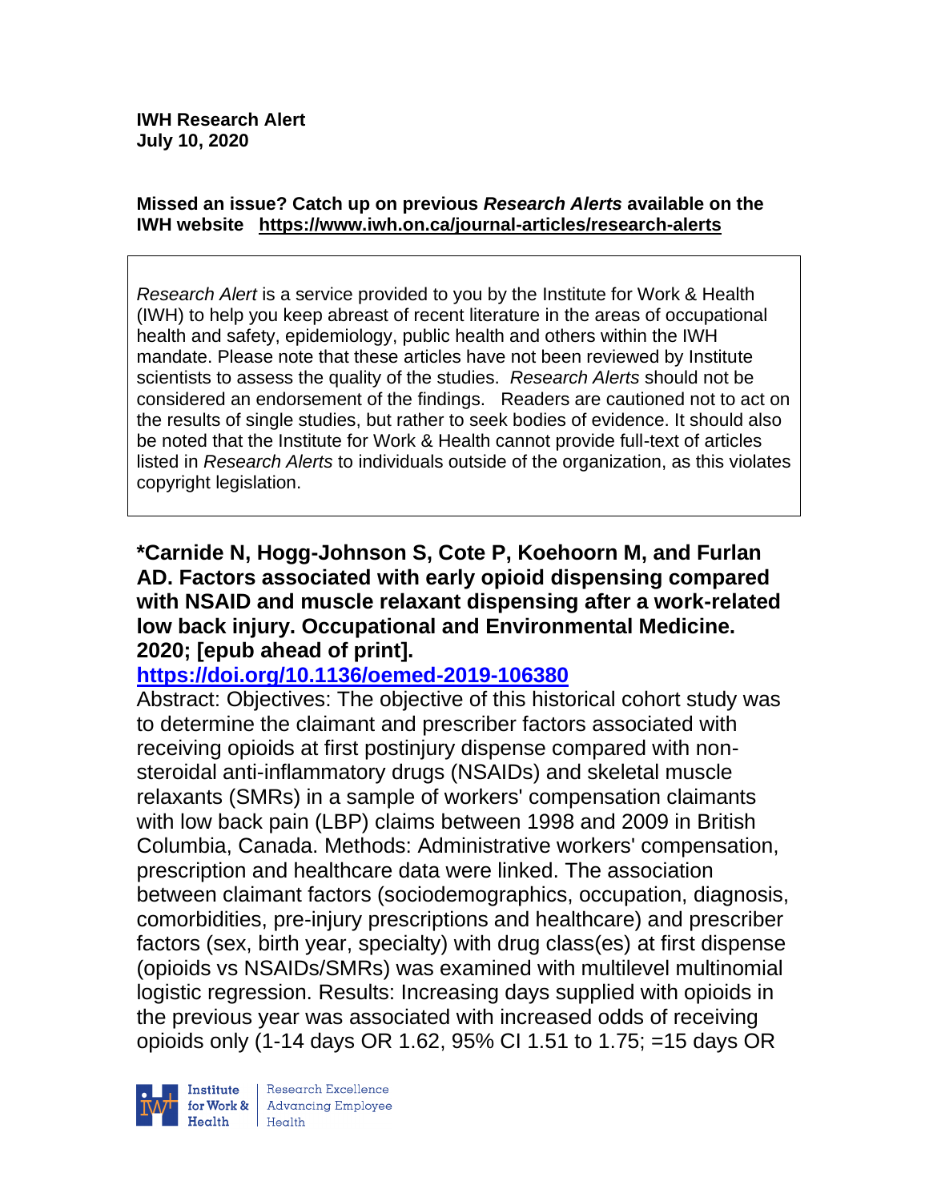**IWH Research Alert**
**July 10, 2020**

**Missed an issue? Catch up on previous *Research Alerts* available on the IWH website https://www.iwh.on.ca/journal-articles/research-alerts**

*Research Alert* is a service provided to you by the Institute for Work & Health (IWH) to help you keep abreast of recent literature in the areas of occupational health and safety, epidemiology, public health and others within the IWH mandate. Please note that these articles have not been reviewed by Institute scientists to assess the quality of the studies. *Research Alerts* should not be considered an endorsement of the findings. Readers are cautioned not to act on the results of single studies, but rather to seek bodies of evidence. It should also be noted that the Institute for Work & Health cannot provide full-text of articles listed in *Research Alerts* to individuals outside of the organization, as this violates copyright legislation.

**\*Carnide N, Hogg-Johnson S, Cote P, Koehoorn M, and Furlan AD. Factors associated with early opioid dispensing compared with NSAID and muscle relaxant dispensing after a work-related low back injury. Occupational and Environmental Medicine. 2020; [epub ahead of print].**
**https://doi.org/10.1136/oemed-2019-106380**

Abstract: Objectives: The objective of this historical cohort study was to determine the claimant and prescriber factors associated with receiving opioids at first postinjury dispense compared with non-steroidal anti-inflammatory drugs (NSAIDs) and skeletal muscle relaxants (SMRs) in a sample of workers' compensation claimants with low back pain (LBP) claims between 1998 and 2009 in British Columbia, Canada. Methods: Administrative workers' compensation, prescription and healthcare data were linked. The association between claimant factors (sociodemographics, occupation, diagnosis, comorbidities, pre-injury prescriptions and healthcare) and prescriber factors (sex, birth year, specialty) with drug class(es) at first dispense (opioids vs NSAIDs/SMRs) was examined with multilevel multinomial logistic regression. Results: Increasing days supplied with opioids in the previous year was associated with increased odds of receiving opioids only (1-14 days OR 1.62, 95% CI 1.51 to 1.75; =15 days OR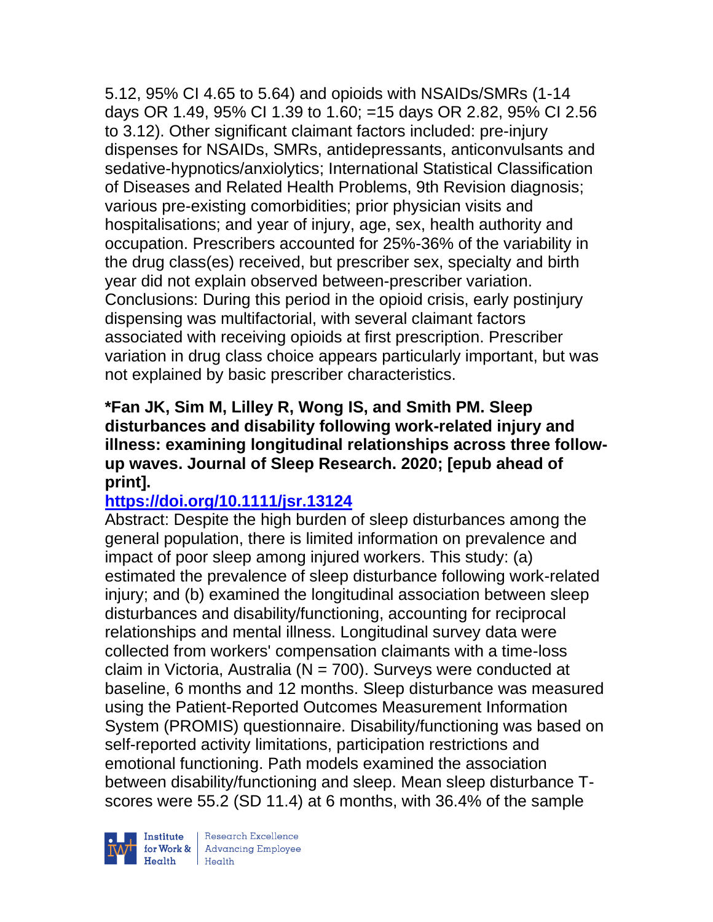5.12, 95% CI 4.65 to 5.64) and opioids with NSAIDs/SMRs (1-14 days OR 1.49, 95% CI 1.39 to 1.60; =15 days OR 2.82, 95% CI 2.56 to 3.12). Other significant claimant factors included: pre-injury dispenses for NSAIDs, SMRs, antidepressants, anticonvulsants and sedative-hypnotics/anxiolytics; International Statistical Classification of Diseases and Related Health Problems, 9th Revision diagnosis; various pre-existing comorbidities; prior physician visits and hospitalisations; and year of injury, age, sex, health authority and occupation. Prescribers accounted for 25%-36% of the variability in the drug class(es) received, but prescriber sex, specialty and birth year did not explain observed between-prescriber variation. Conclusions: During this period in the opioid crisis, early postinjury dispensing was multifactorial, with several claimant factors associated with receiving opioids at first prescription. Prescriber variation in drug class choice appears particularly important, but was not explained by basic prescriber characteristics.

**\*Fan JK, Sim M, Lilley R, Wong IS, and Smith PM. Sleep disturbances and disability following work-related injury and illness: examining longitudinal relationships across three follow-up waves. Journal of Sleep Research. 2020; [epub ahead of print].**

**https://doi.org/10.1111/jsr.13124**

Abstract: Despite the high burden of sleep disturbances among the general population, there is limited information on prevalence and impact of poor sleep among injured workers. This study: (a) estimated the prevalence of sleep disturbance following work-related injury; and (b) examined the longitudinal association between sleep disturbances and disability/functioning, accounting for reciprocal relationships and mental illness. Longitudinal survey data were collected from workers' compensation claimants with a time-loss claim in Victoria, Australia (N = 700). Surveys were conducted at baseline, 6 months and 12 months. Sleep disturbance was measured using the Patient-Reported Outcomes Measurement Information System (PROMIS) questionnaire. Disability/functioning was based on self-reported activity limitations, participation restrictions and emotional functioning. Path models examined the association between disability/functioning and sleep. Mean sleep disturbance T-scores were 55.2 (SD 11.4) at 6 months, with 36.4% of the sample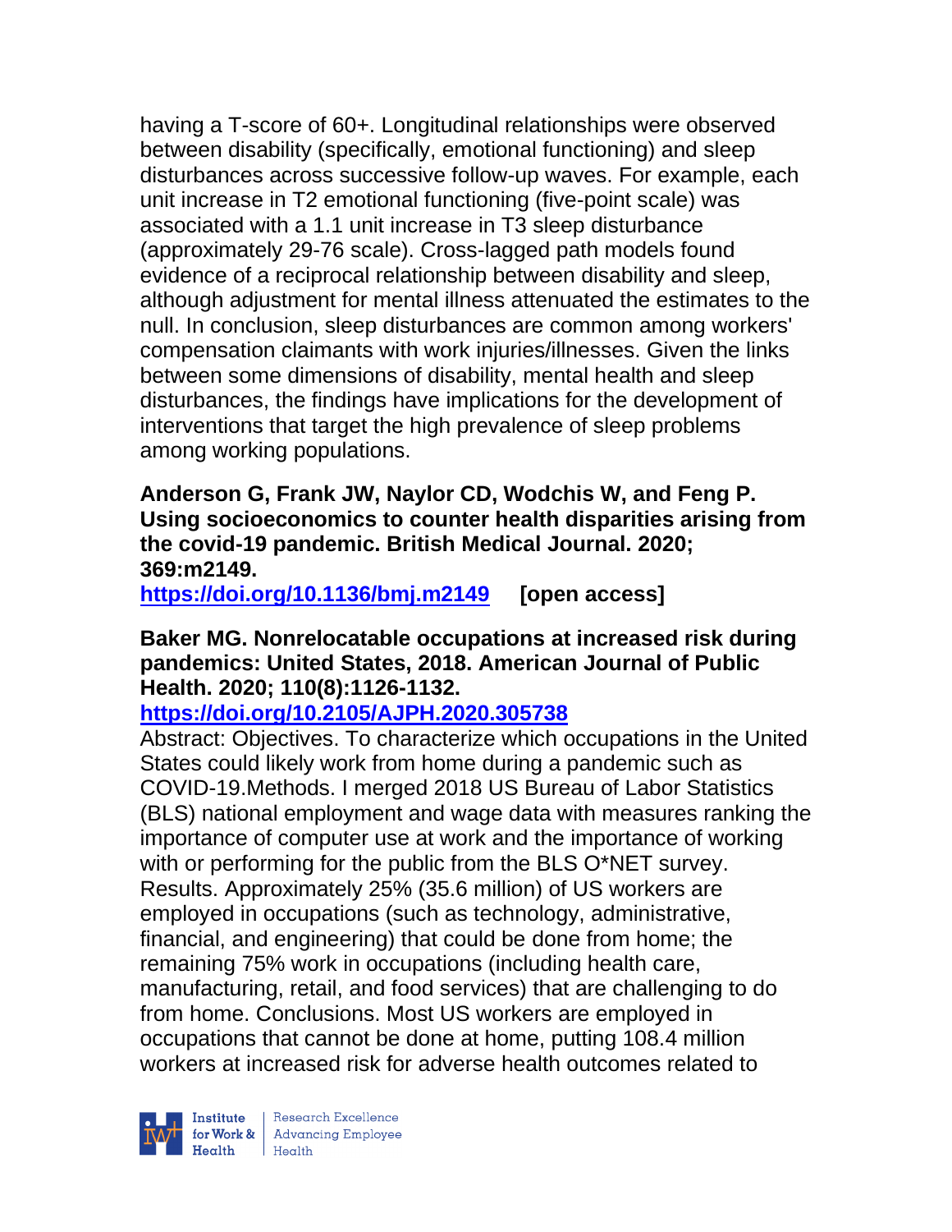having a T-score of 60+. Longitudinal relationships were observed between disability (specifically, emotional functioning) and sleep disturbances across successive follow-up waves. For example, each unit increase in T2 emotional functioning (five-point scale) was associated with a 1.1 unit increase in T3 sleep disturbance (approximately 29-76 scale). Cross-lagged path models found evidence of a reciprocal relationship between disability and sleep, although adjustment for mental illness attenuated the estimates to the null. In conclusion, sleep disturbances are common among workers' compensation claimants with work injuries/illnesses. Given the links between some dimensions of disability, mental health and sleep disturbances, the findings have implications for the development of interventions that target the high prevalence of sleep problems among working populations.

**Anderson G, Frank JW, Naylor CD, Wodchis W, and Feng P. Using socioeconomics to counter health disparities arising from the covid-19 pandemic. British Medical Journal. 2020; 369:m2149.**
**https://doi.org/10.1136/bmj.m2149** **[open access]**

**Baker MG. Nonrelocatable occupations at increased risk during pandemics: United States, 2018. American Journal of Public Health. 2020; 110(8):1126-1132.**
**https://doi.org/10.2105/AJPH.2020.305738**
Abstract: Objectives. To characterize which occupations in the United States could likely work from home during a pandemic such as COVID-19.Methods. I merged 2018 US Bureau of Labor Statistics (BLS) national employment and wage data with measures ranking the importance of computer use at work and the importance of working with or performing for the public from the BLS O*NET survey. Results. Approximately 25% (35.6 million) of US workers are employed in occupations (such as technology, administrative, financial, and engineering) that could be done from home; the remaining 75% work in occupations (including health care, manufacturing, retail, and food services) that are challenging to do from home. Conclusions. Most US workers are employed in occupations that cannot be done at home, putting 108.4 million workers at increased risk for adverse health outcomes related to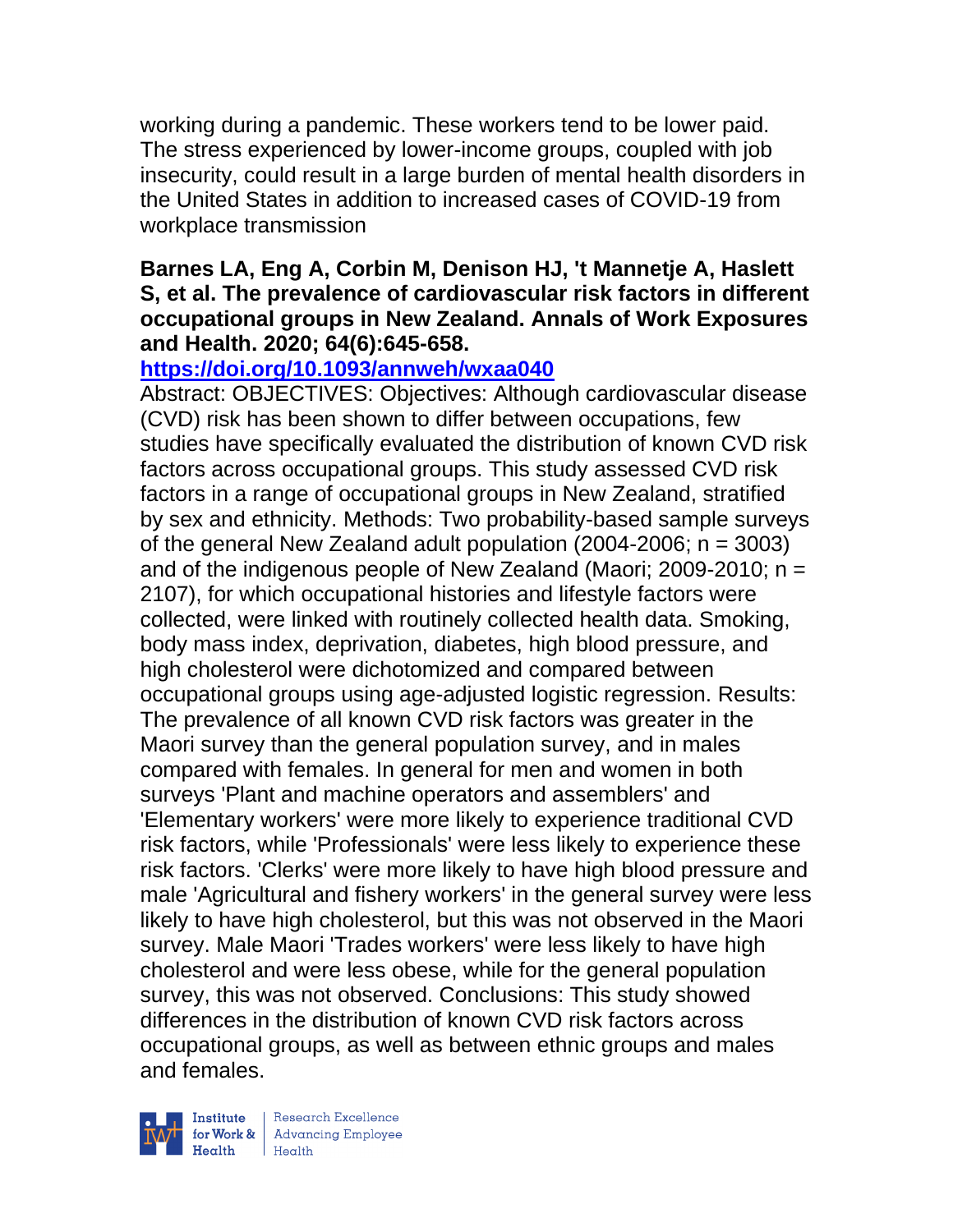working during a pandemic. These workers tend to be lower paid. The stress experienced by lower-income groups, coupled with job insecurity, could result in a large burden of mental health disorders in the United States in addition to increased cases of COVID-19 from workplace transmission

**Barnes LA, Eng A, Corbin M, Denison HJ, 't Mannetje A, Haslett S, et al. The prevalence of cardiovascular risk factors in different occupational groups in New Zealand. Annals of Work Exposures and Health. 2020; 64(6):645-658.**

**https://doi.org/10.1093/annweh/wxaa040**

Abstract: OBJECTIVES: Objectives: Although cardiovascular disease (CVD) risk has been shown to differ between occupations, few studies have specifically evaluated the distribution of known CVD risk factors across occupational groups. This study assessed CVD risk factors in a range of occupational groups in New Zealand, stratified by sex and ethnicity. Methods: Two probability-based sample surveys of the general New Zealand adult population (2004-2006; n = 3003) and of the indigenous people of New Zealand (Maori; 2009-2010; n = 2107), for which occupational histories and lifestyle factors were collected, were linked with routinely collected health data. Smoking, body mass index, deprivation, diabetes, high blood pressure, and high cholesterol were dichotomized and compared between occupational groups using age-adjusted logistic regression. Results: The prevalence of all known CVD risk factors was greater in the Maori survey than the general population survey, and in males compared with females. In general for men and women in both surveys 'Plant and machine operators and assemblers' and 'Elementary workers' were more likely to experience traditional CVD risk factors, while 'Professionals' were less likely to experience these risk factors. 'Clerks' were more likely to have high blood pressure and male 'Agricultural and fishery workers' in the general survey were less likely to have high cholesterol, but this was not observed in the Maori survey. Male Maori 'Trades workers' were less likely to have high cholesterol and were less obese, while for the general population survey, this was not observed. Conclusions: This study showed differences in the distribution of known CVD risk factors across occupational groups, as well as between ethnic groups and males and females.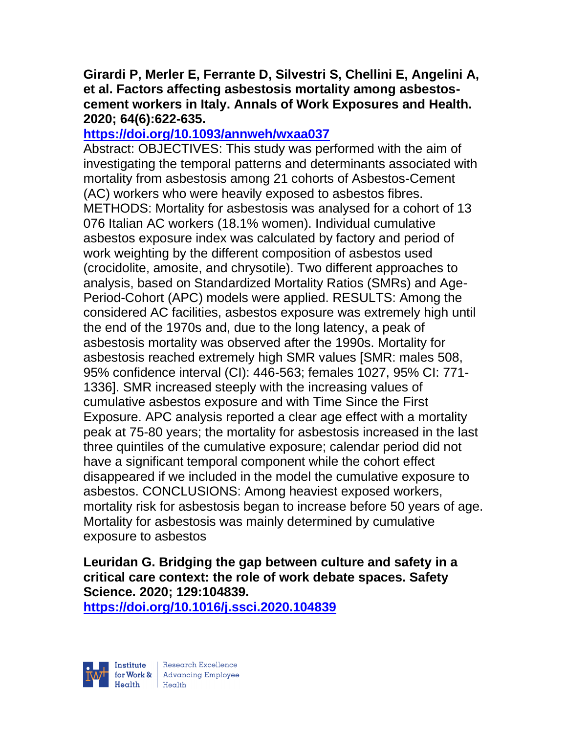**Girardi P, Merler E, Ferrante D, Silvestri S, Chellini E, Angelini A, et al. Factors affecting asbestosis mortality among asbestos-cement workers in Italy. Annals of Work Exposures and Health. 2020; 64(6):622-635.**

**https://doi.org/10.1093/annweh/wxaa037**

Abstract: OBJECTIVES: This study was performed with the aim of investigating the temporal patterns and determinants associated with mortality from asbestosis among 21 cohorts of Asbestos-Cement (AC) workers who were heavily exposed to asbestos fibres. METHODS: Mortality for asbestosis was analysed for a cohort of 13 076 Italian AC workers (18.1% women). Individual cumulative asbestos exposure index was calculated by factory and period of work weighting by the different composition of asbestos used (crocidolite, amosite, and chrysotile). Two different approaches to analysis, based on Standardized Mortality Ratios (SMRs) and Age-Period-Cohort (APC) models were applied. RESULTS: Among the considered AC facilities, asbestos exposure was extremely high until the end of the 1970s and, due to the long latency, a peak of asbestosis mortality was observed after the 1990s. Mortality for asbestosis reached extremely high SMR values [SMR: males 508, 95% confidence interval (CI): 446-563; females 1027, 95% CI: 771-1336]. SMR increased steeply with the increasing values of cumulative asbestos exposure and with Time Since the First Exposure. APC analysis reported a clear age effect with a mortality peak at 75-80 years; the mortality for asbestosis increased in the last three quintiles of the cumulative exposure; calendar period did not have a significant temporal component while the cohort effect disappeared if we included in the model the cumulative exposure to asbestos. CONCLUSIONS: Among heaviest exposed workers, mortality risk for asbestosis began to increase before 50 years of age. Mortality for asbestosis was mainly determined by cumulative exposure to asbestos

**Leuridan G. Bridging the gap between culture and safety in a critical care context: the role of work debate spaces. Safety Science. 2020; 129:104839.**

**https://doi.org/10.1016/j.ssci.2020.104839**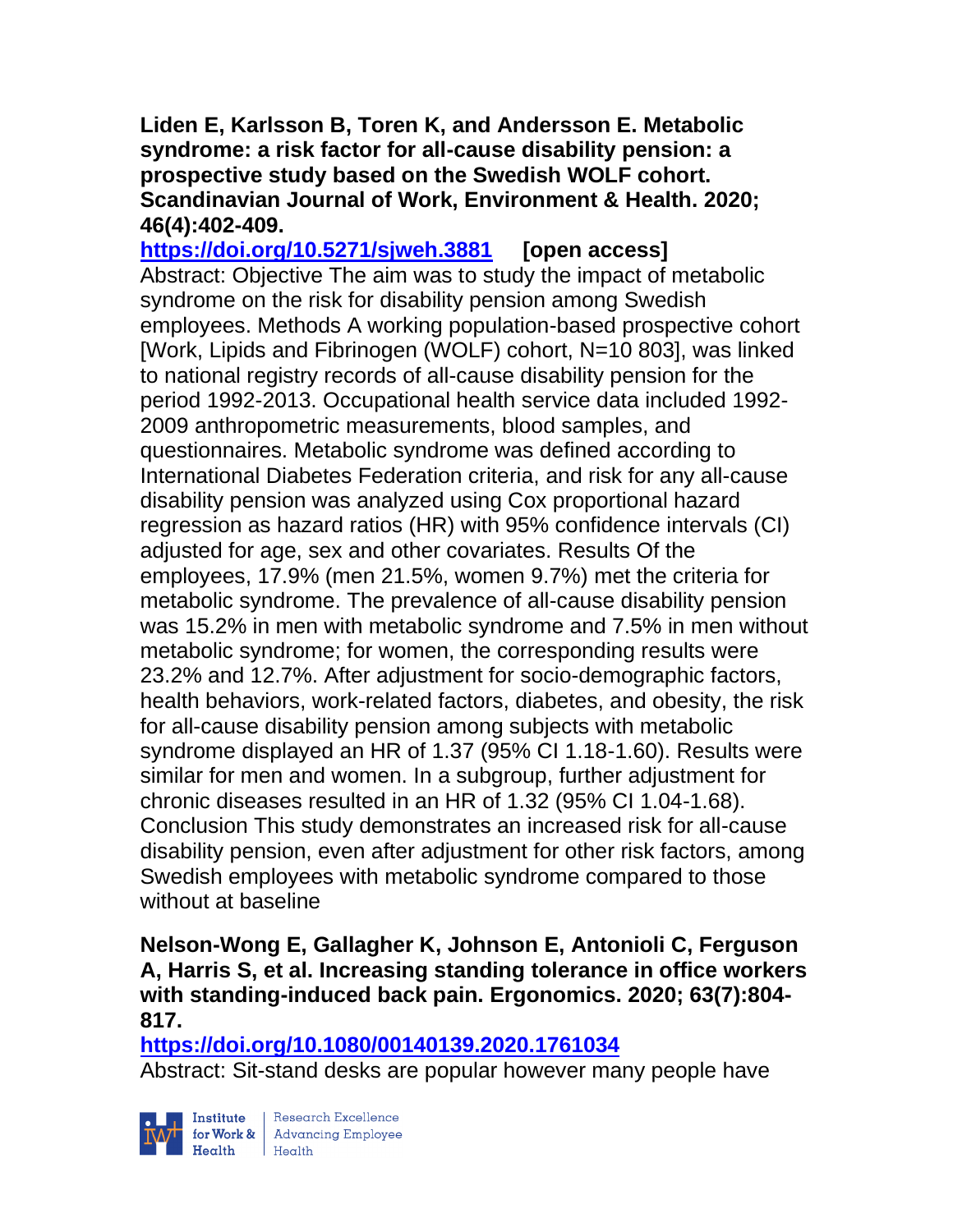**Liden E, Karlsson B, Toren K, and Andersson E. Metabolic syndrome: a risk factor for all-cause disability pension: a prospective study based on the Swedish WOLF cohort. Scandinavian Journal of Work, Environment & Health. 2020; 46(4):402-409.**

**https://doi.org/10.5271/sjweh.3881 [open access]**

Abstract: Objective The aim was to study the impact of metabolic syndrome on the risk for disability pension among Swedish employees. Methods A working population-based prospective cohort [Work, Lipids and Fibrinogen (WOLF) cohort, N=10 803], was linked to national registry records of all-cause disability pension for the period 1992-2013. Occupational health service data included 1992-2009 anthropometric measurements, blood samples, and questionnaires. Metabolic syndrome was defined according to International Diabetes Federation criteria, and risk for any all-cause disability pension was analyzed using Cox proportional hazard regression as hazard ratios (HR) with 95% confidence intervals (CI) adjusted for age, sex and other covariates. Results Of the employees, 17.9% (men 21.5%, women 9.7%) met the criteria for metabolic syndrome. The prevalence of all-cause disability pension was 15.2% in men with metabolic syndrome and 7.5% in men without metabolic syndrome; for women, the corresponding results were 23.2% and 12.7%. After adjustment for socio-demographic factors, health behaviors, work-related factors, diabetes, and obesity, the risk for all-cause disability pension among subjects with metabolic syndrome displayed an HR of 1.37 (95% CI 1.18-1.60). Results were similar for men and women. In a subgroup, further adjustment for chronic diseases resulted in an HR of 1.32 (95% CI 1.04-1.68). Conclusion This study demonstrates an increased risk for all-cause disability pension, even after adjustment for other risk factors, among Swedish employees with metabolic syndrome compared to those without at baseline

**Nelson-Wong E, Gallagher K, Johnson E, Antonioli C, Ferguson A, Harris S, et al. Increasing standing tolerance in office workers with standing-induced back pain. Ergonomics. 2020; 63(7):804-817.**

**https://doi.org/10.1080/00140139.2020.1761034**

Abstract: Sit-stand desks are popular however many people have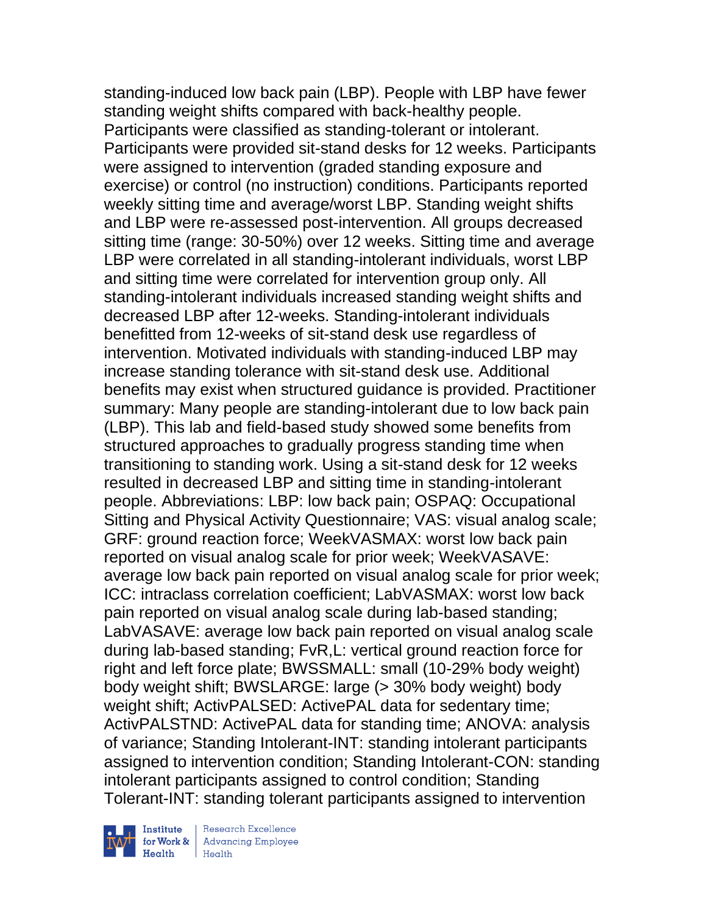standing-induced low back pain (LBP). People with LBP have fewer standing weight shifts compared with back-healthy people. Participants were classified as standing-tolerant or intolerant. Participants were provided sit-stand desks for 12 weeks. Participants were assigned to intervention (graded standing exposure and exercise) or control (no instruction) conditions. Participants reported weekly sitting time and average/worst LBP. Standing weight shifts and LBP were re-assessed post-intervention. All groups decreased sitting time (range: 30-50%) over 12 weeks. Sitting time and average LBP were correlated in all standing-intolerant individuals, worst LBP and sitting time were correlated for intervention group only. All standing-intolerant individuals increased standing weight shifts and decreased LBP after 12-weeks. Standing-intolerant individuals benefitted from 12-weeks of sit-stand desk use regardless of intervention. Motivated individuals with standing-induced LBP may increase standing tolerance with sit-stand desk use. Additional benefits may exist when structured guidance is provided. Practitioner summary: Many people are standing-intolerant due to low back pain (LBP). This lab and field-based study showed some benefits from structured approaches to gradually progress standing time when transitioning to standing work. Using a sit-stand desk for 12 weeks resulted in decreased LBP and sitting time in standing-intolerant people. Abbreviations: LBP: low back pain; OSPAQ: Occupational Sitting and Physical Activity Questionnaire; VAS: visual analog scale; GRF: ground reaction force; WeekVASMAX: worst low back pain reported on visual analog scale for prior week; WeekVASAVE: average low back pain reported on visual analog scale for prior week; ICC: intraclass correlation coefficient; LabVASMAX: worst low back pain reported on visual analog scale during lab-based standing; LabVASAVE: average low back pain reported on visual analog scale during lab-based standing; FvR,L: vertical ground reaction force for right and left force plate; BWSSMALL: small (10-29% body weight) body weight shift; BWSLARGE: large (> 30% body weight) body weight shift; ActivPALSED: ActivePAL data for sedentary time; ActivPALSTND: ActivePAL data for standing time; ANOVA: analysis of variance; Standing Intolerant-INT: standing intolerant participants assigned to intervention condition; Standing Intolerant-CON: standing intolerant participants assigned to control condition; Standing Tolerant-INT: standing tolerant participants assigned to intervention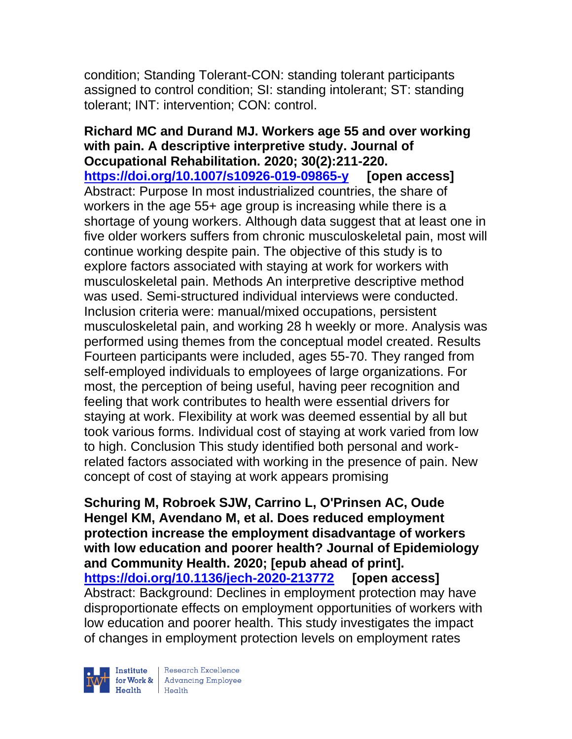condition; Standing Tolerant-CON: standing tolerant participants assigned to control condition; SI: standing intolerant; ST: standing tolerant; INT: intervention; CON: control.

**Richard MC and Durand MJ. Workers age 55 and over working with pain. A descriptive interpretive study. Journal of Occupational Rehabilitation. 2020; 30(2):211-220. https://doi.org/10.1007/s10926-019-09865-y [open access]**
Abstract: Purpose In most industrialized countries, the share of workers in the age 55+ age group is increasing while there is a shortage of young workers. Although data suggest that at least one in five older workers suffers from chronic musculoskeletal pain, most will continue working despite pain. The objective of this study is to explore factors associated with staying at work for workers with musculoskeletal pain. Methods An interpretive descriptive method was used. Semi-structured individual interviews were conducted. Inclusion criteria were: manual/mixed occupations, persistent musculoskeletal pain, and working 28 h weekly or more. Analysis was performed using themes from the conceptual model created. Results Fourteen participants were included, ages 55-70. They ranged from self-employed individuals to employees of large organizations. For most, the perception of being useful, having peer recognition and feeling that work contributes to health were essential drivers for staying at work. Flexibility at work was deemed essential by all but took various forms. Individual cost of staying at work varied from low to high. Conclusion This study identified both personal and work-related factors associated with working in the presence of pain. New concept of cost of staying at work appears promising

**Schuring M, Robroek SJW, Carrino L, O'Prinsen AC, Oude Hengel KM, Avendano M, et al. Does reduced employment protection increase the employment disadvantage of workers with low education and poorer health? Journal of Epidemiology and Community Health. 2020; [epub ahead of print]. https://doi.org/10.1136/jech-2020-213772 [open access]**
Abstract: Background: Declines in employment protection may have disproportionate effects on employment opportunities of workers with low education and poorer health. This study investigates the impact of changes in employment protection levels on employment rates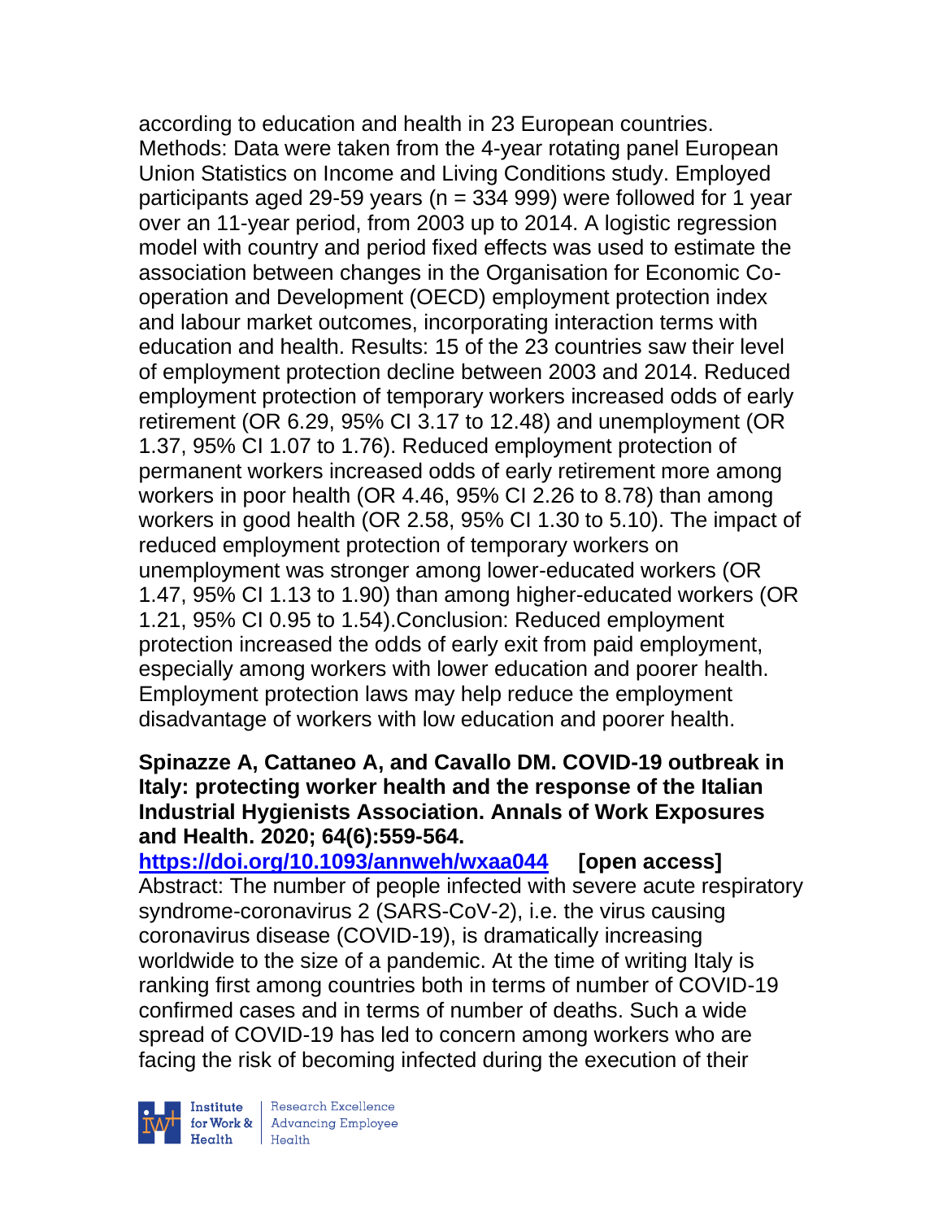according to education and health in 23 European countries. Methods: Data were taken from the 4-year rotating panel European Union Statistics on Income and Living Conditions study. Employed participants aged 29-59 years (n = 334 999) were followed for 1 year over an 11-year period, from 2003 up to 2014. A logistic regression model with country and period fixed effects was used to estimate the association between changes in the Organisation for Economic Co-operation and Development (OECD) employment protection index and labour market outcomes, incorporating interaction terms with education and health. Results: 15 of the 23 countries saw their level of employment protection decline between 2003 and 2014. Reduced employment protection of temporary workers increased odds of early retirement (OR 6.29, 95% CI 3.17 to 12.48) and unemployment (OR 1.37, 95% CI 1.07 to 1.76). Reduced employment protection of permanent workers increased odds of early retirement more among workers in poor health (OR 4.46, 95% CI 2.26 to 8.78) than among workers in good health (OR 2.58, 95% CI 1.30 to 5.10). The impact of reduced employment protection of temporary workers on unemployment was stronger among lower-educated workers (OR 1.47, 95% CI 1.13 to 1.90) than among higher-educated workers (OR 1.21, 95% CI 0.95 to 1.54).Conclusion: Reduced employment protection increased the odds of early exit from paid employment, especially among workers with lower education and poorer health. Employment protection laws may help reduce the employment disadvantage of workers with low education and poorer health.

**Spinazze A, Cattaneo A, and Cavallo DM. COVID-19 outbreak in Italy: protecting worker health and the response of the Italian Industrial Hygienists Association. Annals of Work Exposures and Health. 2020; 64(6):559-564.**
**https://doi.org/10.1093/annweh/wxaa044** **[open access]**
Abstract: The number of people infected with severe acute respiratory syndrome-coronavirus 2 (SARS-CoV-2), i.e. the virus causing coronavirus disease (COVID-19), is dramatically increasing worldwide to the size of a pandemic. At the time of writing Italy is ranking first among countries both in terms of number of COVID-19 confirmed cases and in terms of number of deaths. Such a wide spread of COVID-19 has led to concern among workers who are facing the risk of becoming infected during the execution of their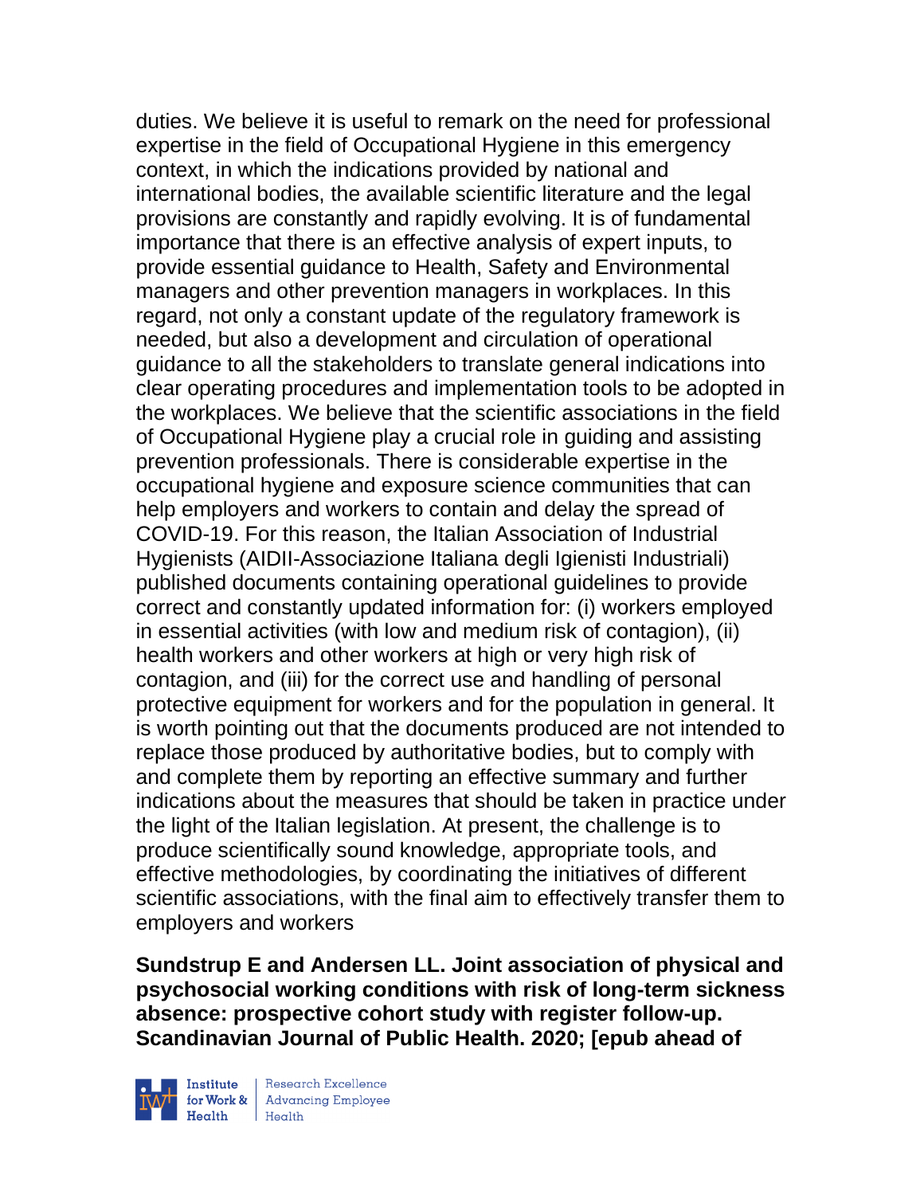duties. We believe it is useful to remark on the need for professional expertise in the field of Occupational Hygiene in this emergency context, in which the indications provided by national and international bodies, the available scientific literature and the legal provisions are constantly and rapidly evolving. It is of fundamental importance that there is an effective analysis of expert inputs, to provide essential guidance to Health, Safety and Environmental managers and other prevention managers in workplaces. In this regard, not only a constant update of the regulatory framework is needed, but also a development and circulation of operational guidance to all the stakeholders to translate general indications into clear operating procedures and implementation tools to be adopted in the workplaces. We believe that the scientific associations in the field of Occupational Hygiene play a crucial role in guiding and assisting prevention professionals. There is considerable expertise in the occupational hygiene and exposure science communities that can help employers and workers to contain and delay the spread of COVID-19. For this reason, the Italian Association of Industrial Hygienists (AIDII-Associazione Italiana degli Igienisti Industriali) published documents containing operational guidelines to provide correct and constantly updated information for: (i) workers employed in essential activities (with low and medium risk of contagion), (ii) health workers and other workers at high or very high risk of contagion, and (iii) for the correct use and handling of personal protective equipment for workers and for the population in general. It is worth pointing out that the documents produced are not intended to replace those produced by authoritative bodies, but to comply with and complete them by reporting an effective summary and further indications about the measures that should be taken in practice under the light of the Italian legislation. At present, the challenge is to produce scientifically sound knowledge, appropriate tools, and effective methodologies, by coordinating the initiatives of different scientific associations, with the final aim to effectively transfer them to employers and workers

**Sundstrup E and Andersen LL. Joint association of physical and psychosocial working conditions with risk of long-term sickness absence: prospective cohort study with register follow-up. Scandinavian Journal of Public Health. 2020; [epub ahead of**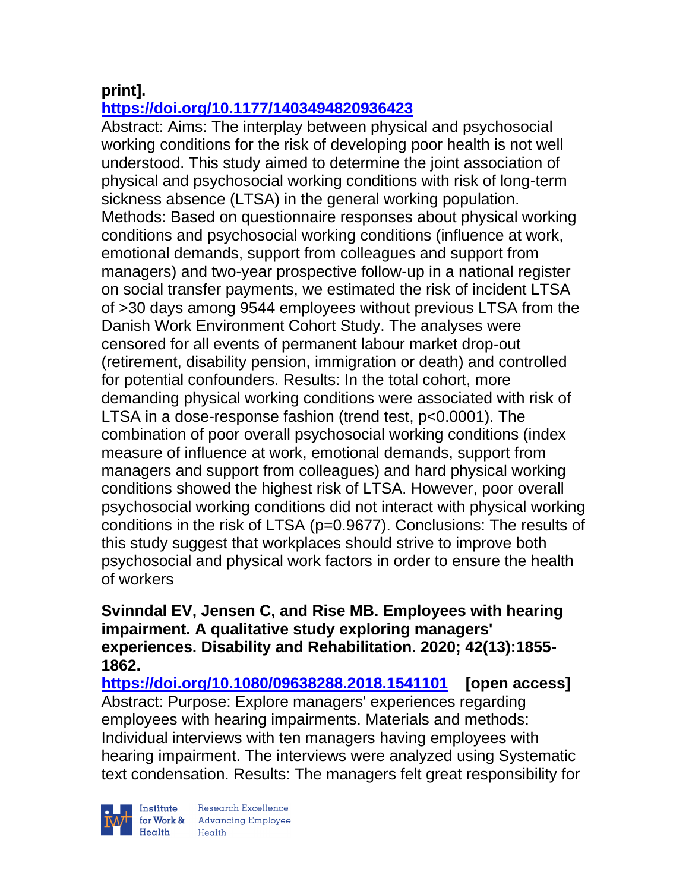**print].**
**https://doi.org/10.1177/1403494820936423**

Abstract: Aims: The interplay between physical and psychosocial working conditions for the risk of developing poor health is not well understood. This study aimed to determine the joint association of physical and psychosocial working conditions with risk of long-term sickness absence (LTSA) in the general working population. Methods: Based on questionnaire responses about physical working conditions and psychosocial working conditions (influence at work, emotional demands, support from colleagues and support from managers) and two-year prospective follow-up in a national register on social transfer payments, we estimated the risk of incident LTSA of >30 days among 9544 employees without previous LTSA from the Danish Work Environment Cohort Study. The analyses were censored for all events of permanent labour market drop-out (retirement, disability pension, immigration or death) and controlled for potential confounders. Results: In the total cohort, more demanding physical working conditions were associated with risk of LTSA in a dose-response fashion (trend test, p<0.0001). The combination of poor overall psychosocial working conditions (index measure of influence at work, emotional demands, support from managers and support from colleagues) and hard physical working conditions showed the highest risk of LTSA. However, poor overall psychosocial working conditions did not interact with physical working conditions in the risk of LTSA (p=0.9677). Conclusions: The results of this study suggest that workplaces should strive to improve both psychosocial and physical work factors in order to ensure the health of workers

**Svinndal EV, Jensen C, and Rise MB. Employees with hearing impairment. A qualitative study exploring managers' experiences. Disability and Rehabilitation. 2020; 42(13):1855-1862.**
**https://doi.org/10.1080/09638288.2018.1541101 [open access]**

Abstract: Purpose: Explore managers' experiences regarding employees with hearing impairments. Materials and methods: Individual interviews with ten managers having employees with hearing impairment. The interviews were analyzed using Systematic text condensation. Results: The managers felt great responsibility for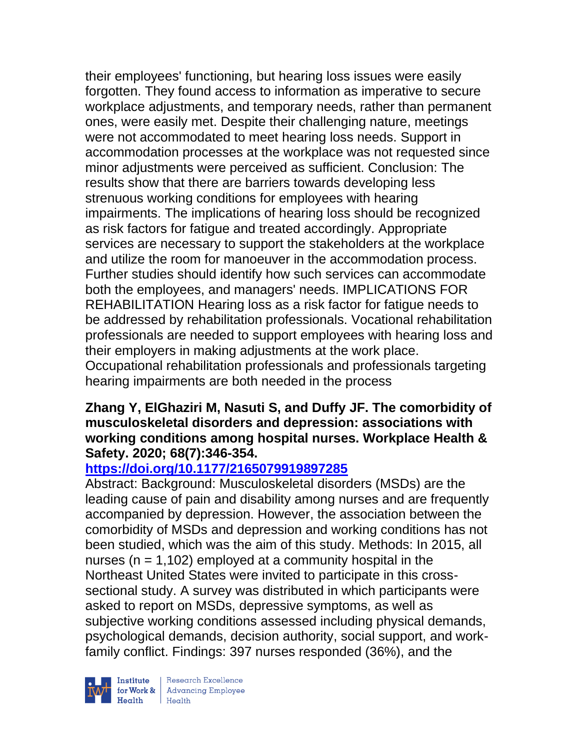their employees' functioning, but hearing loss issues were easily forgotten. They found access to information as imperative to secure workplace adjustments, and temporary needs, rather than permanent ones, were easily met. Despite their challenging nature, meetings were not accommodated to meet hearing loss needs. Support in accommodation processes at the workplace was not requested since minor adjustments were perceived as sufficient. Conclusion: The results show that there are barriers towards developing less strenuous working conditions for employees with hearing impairments. The implications of hearing loss should be recognized as risk factors for fatigue and treated accordingly. Appropriate services are necessary to support the stakeholders at the workplace and utilize the room for manoeuver in the accommodation process. Further studies should identify how such services can accommodate both the employees, and managers' needs. IMPLICATIONS FOR REHABILITATION Hearing loss as a risk factor for fatigue needs to be addressed by rehabilitation professionals. Vocational rehabilitation professionals are needed to support employees with hearing loss and their employers in making adjustments at the work place. Occupational rehabilitation professionals and professionals targeting hearing impairments are both needed in the process

**Zhang Y, ElGhaziri M, Nasuti S, and Duffy JF. The comorbidity of musculoskeletal disorders and depression: associations with working conditions among hospital nurses. Workplace Health & Safety. 2020; 68(7):346-354.**
**https://doi.org/10.1177/2165079919897285**

Abstract: Background: Musculoskeletal disorders (MSDs) are the leading cause of pain and disability among nurses and are frequently accompanied by depression. However, the association between the comorbidity of MSDs and depression and working conditions has not been studied, which was the aim of this study. Methods: In 2015, all nurses (n = 1,102) employed at a community hospital in the Northeast United States were invited to participate in this cross-sectional study. A survey was distributed in which participants were asked to report on MSDs, depressive symptoms, as well as subjective working conditions assessed including physical demands, psychological demands, decision authority, social support, and work-family conflict. Findings: 397 nurses responded (36%), and the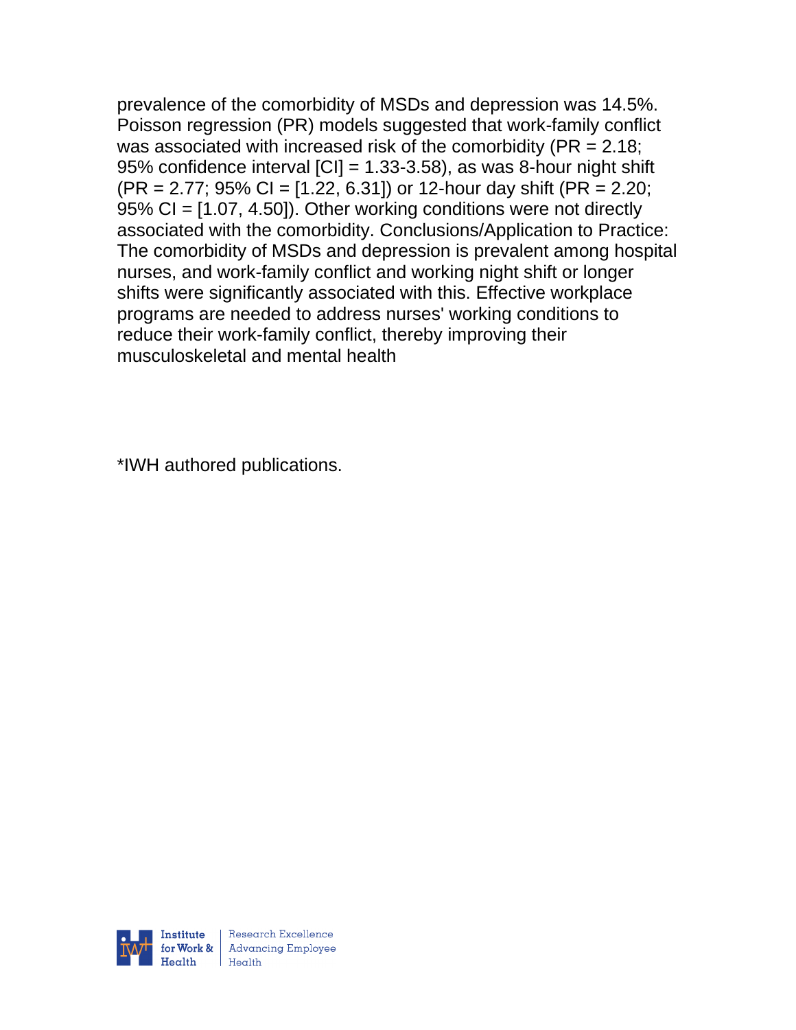prevalence of the comorbidity of MSDs and depression was 14.5%. Poisson regression (PR) models suggested that work-family conflict was associated with increased risk of the comorbidity (PR = 2.18; 95% confidence interval [CI] = 1.33-3.58), as was 8-hour night shift (PR = 2.77; 95% CI = [1.22, 6.31]) or 12-hour day shift (PR = 2.20; 95% CI = [1.07, 4.50]). Other working conditions were not directly associated with the comorbidity. Conclusions/Application to Practice: The comorbidity of MSDs and depression is prevalent among hospital nurses, and work-family conflict and working night shift or longer shifts were significantly associated with this. Effective workplace programs are needed to address nurses' working conditions to reduce their work-family conflict, thereby improving their musculoskeletal and mental health

*IWH authored publications.